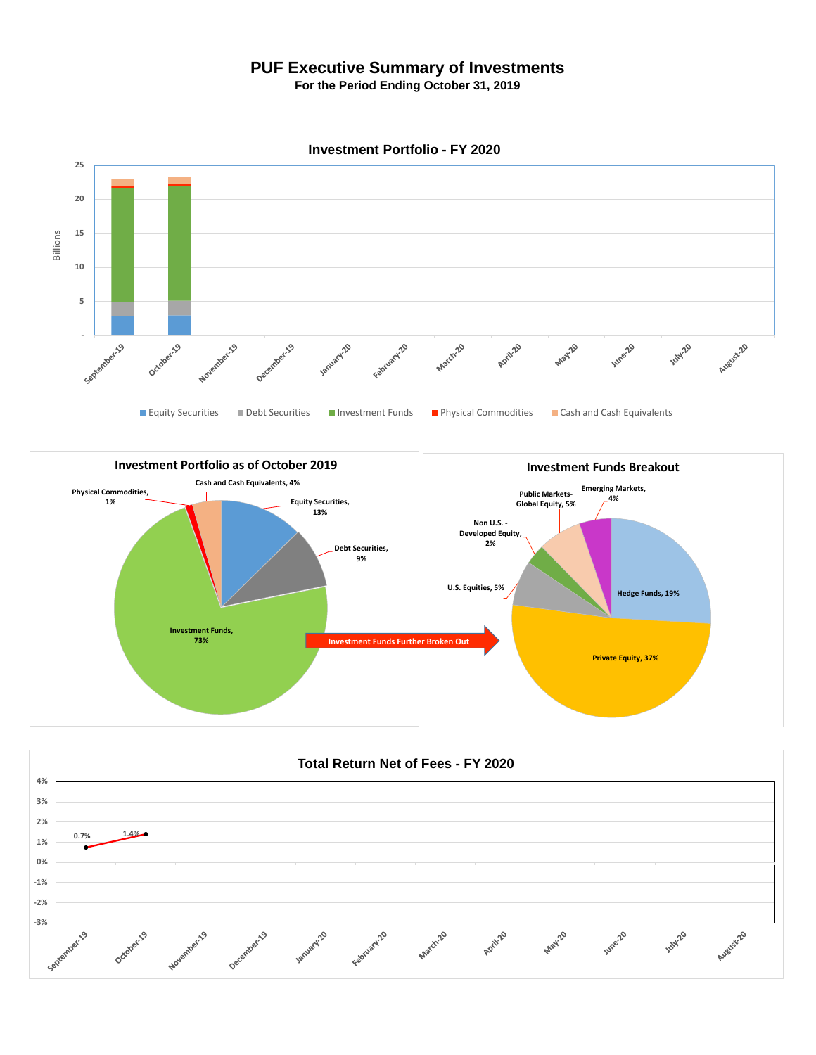# PUF Executive Summary of Investments

**For the Period Ending October 31, 2019**

## Investment Portfolio - FY 2020

Billions

25
20
15
10
5
-

September-19, October-19, November-19, December-19, January-20, February-20, March-20, April-20, May-20, June-20, July-20, August-20

Equity Securities | Debt Securities | Investment Funds | Physical Commodities | Cash and Cash Equivalents

## Investment Portfolio as of October 2019

- Cash and Cash Equivalents, 4%
- Physical Commodities, 1%
- Equity Securities, 13%
- Debt Securities, 9%
- Investment Funds, 73%

Investment Funds Further Broken Out

## Investment Funds Breakout

- Emerging Markets, 4%
- Public Markets-Global Equity, 5%
- Non U.S. - Developed Equity, 2%
- U.S. Equities, 5%
- Hedge Funds, 19%
- Private Equity, 37%

## Total Return Net of Fees - FY 2020

4%
3%
2%
1%
0%
-1%
-2%
-3%

0.7%
1.4%

September-19, October-19, November-19, December-19, January-20, February-20, March-20, April-20, May-20, June-20, July-20, August-20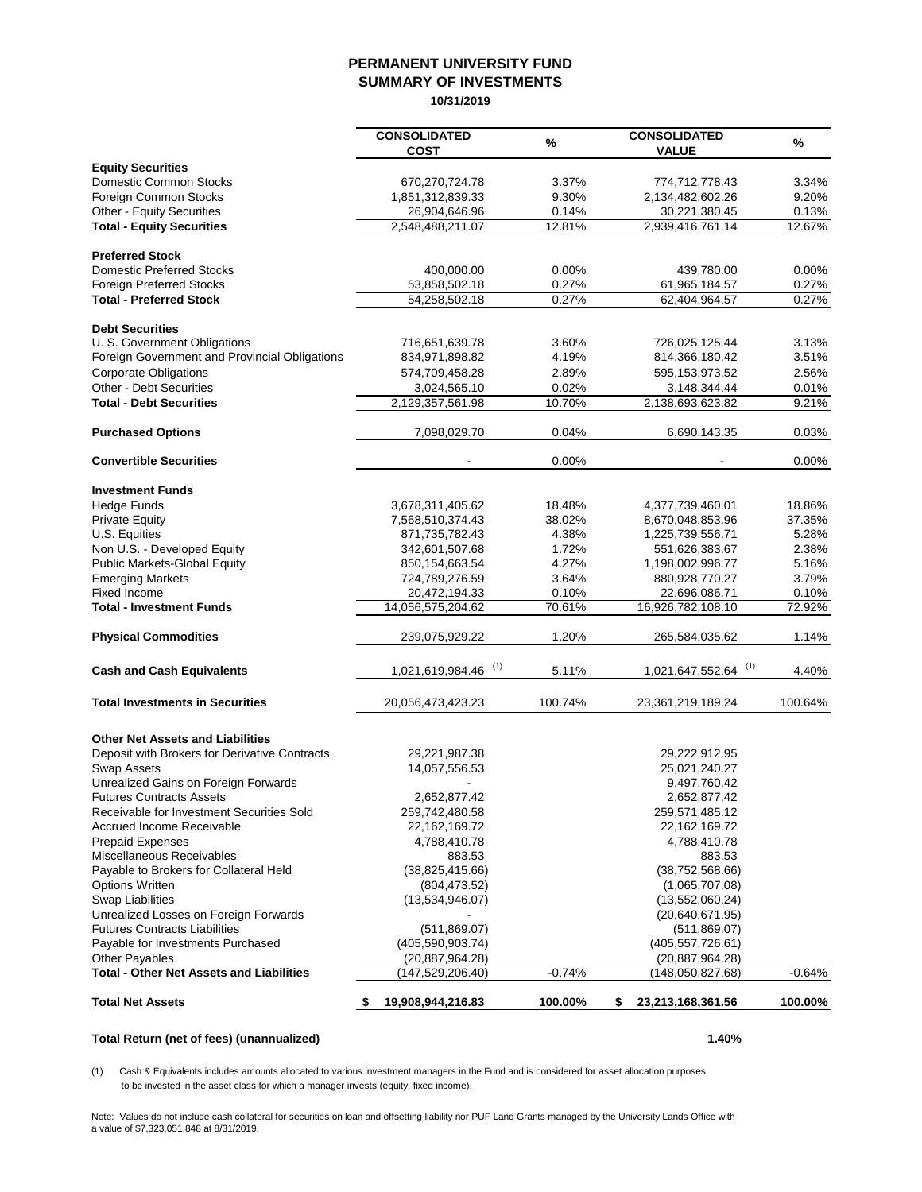# PERMANENT UNIVERSITY FUND
## SUMMARY OF INVESTMENTS
**10/31/2019**

| | CONSOLIDATED COST | % | CONSOLIDATED VALUE | % |
|---|---|---|---|---|
| **Equity Securities** | | | | |
| Domestic Common Stocks | 670,270,724.78 | 3.37% | 774,712,778.43 | 3.34% |
| Foreign Common Stocks | 1,851,312,839.33 | 9.30% | 2,134,482,602.26 | 9.20% |
| Other - Equity Securities | 26,904,646.96 | 0.14% | 30,221,380.45 | 0.13% |
| **Total - Equity Securities** | 2,548,488,211.07 | 12.81% | 2,939,416,761.14 | 12.67% |
| **Preferred Stock** | | | | |
| Domestic Preferred Stocks | 400,000.00 | 0.00% | 439,780.00 | 0.00% |
| Foreign Preferred Stocks | 53,858,502.18 | 0.27% | 61,965,184.57 | 0.27% |
| **Total - Preferred Stock** | 54,258,502.18 | 0.27% | 62,404,964.57 | 0.27% |
| **Debt Securities** | | | | |
| U. S. Government Obligations | 716,651,639.78 | 3.60% | 726,025,125.44 | 3.13% |
| Foreign Government and Provincial Obligations | 834,971,898.82 | 4.19% | 814,366,180.42 | 3.51% |
| Corporate Obligations | 574,709,458.28 | 2.89% | 595,153,973.52 | 2.56% |
| Other - Debt Securities | 3,024,565.10 | 0.02% | 3,148,344.44 | 0.01% |
| **Total - Debt Securities** | 2,129,357,561.98 | 10.70% | 2,138,693,623.82 | 9.21% |
| **Purchased Options** | 7,098,029.70 | 0.04% | 6,690,143.35 | 0.03% |
| **Convertible Securities** | - | 0.00% | - | 0.00% |
| **Investment Funds** | | | | |
| Hedge Funds | 3,678,311,405.62 | 18.48% | 4,377,739,460.01 | 18.86% |
| Private Equity | 7,568,510,374.43 | 38.02% | 8,670,048,853.96 | 37.35% |
| U.S. Equities | 871,735,782.43 | 4.38% | 1,225,739,556.71 | 5.28% |
| Non U.S. - Developed Equity | 342,601,507.68 | 1.72% | 551,626,383.67 | 2.38% |
| Public Markets-Global Equity | 850,154,663.54 | 4.27% | 1,198,002,996.77 | 5.16% |
| Emerging Markets | 724,789,276.59 | 3.64% | 880,928,770.27 | 3.79% |
| Fixed Income | 20,472,194.33 | 0.10% | 22,696,086.71 | 0.10% |
| **Total - Investment Funds** | 14,056,575,204.62 | 70.61% | 16,926,782,108.10 | 72.92% |
| **Physical Commodities** | 239,075,929.22 | 1.20% | 265,584,035.62 | 1.14% |
| **Cash and Cash Equivalents** | 1,021,619,984.46 (1) | 5.11% | 1,021,647,552.64 (1) | 4.40% |
| **Total Investments in Securities** | 20,056,473,423.23 | 100.74% | 23,361,219,189.24 | 100.64% |
| **Other Net Assets and Liabilities** | | | | |
| Deposit with Brokers for Derivative Contracts | 29,221,987.38 | | 29,222,912.95 | |
| Swap Assets | 14,057,556.53 | | 25,021,240.27 | |
| Unrealized Gains on Foreign Forwards | - | | 9,497,760.42 | |
| Futures Contracts Assets | 2,652,877.42 | | 2,652,877.42 | |
| Receivable for Investment Securities Sold | 259,742,480.58 | | 259,571,485.12 | |
| Accrued Income Receivable | 22,162,169.72 | | 22,162,169.72 | |
| Prepaid Expenses | 4,788,410.78 | | 4,788,410.78 | |
| Miscellaneous Receivables | 883.53 | | 883.53 | |
| Payable to Brokers for Collateral Held | (38,825,415.66) | | (38,752,568.66) | |
| Options Written | (804,473.52) | | (1,065,707.08) | |
| Swap Liabilities | (13,534,946.07) | | (13,552,060.24) | |
| Unrealized Losses on Foreign Forwards | - | | (20,640,671.95) | |
| Futures Contracts Liabilities | (511,869.07) | | (511,869.07) | |
| Payable for Investments Purchased | (405,590,903.74) | | (405,557,726.61) | |
| Other Payables | (20,887,964.28) | | (20,887,964.28) | |
| **Total - Other Net Assets and Liabilities** | (147,529,206.40) | -0.74% | (148,050,827.68) | -0.64% |
| **Total Net Assets** | $ 19,908,944,216.83 | 100.00% | $ 23,213,168,361.56 | 100.00% |

**Total Return (net of fees) (unannualized)** **1.40%**

(1) Cash & Equivalents includes amounts allocated to various investment managers in the Fund and is considered for asset allocation purposes to be invested in the asset class for which a manager invests (equity, fixed income).

Note: Values do not include cash collateral for securities on loan and offsetting liability nor PUF Land Grants managed by the University Lands Office with a value of $7,323,051,848 at 8/31/2019.